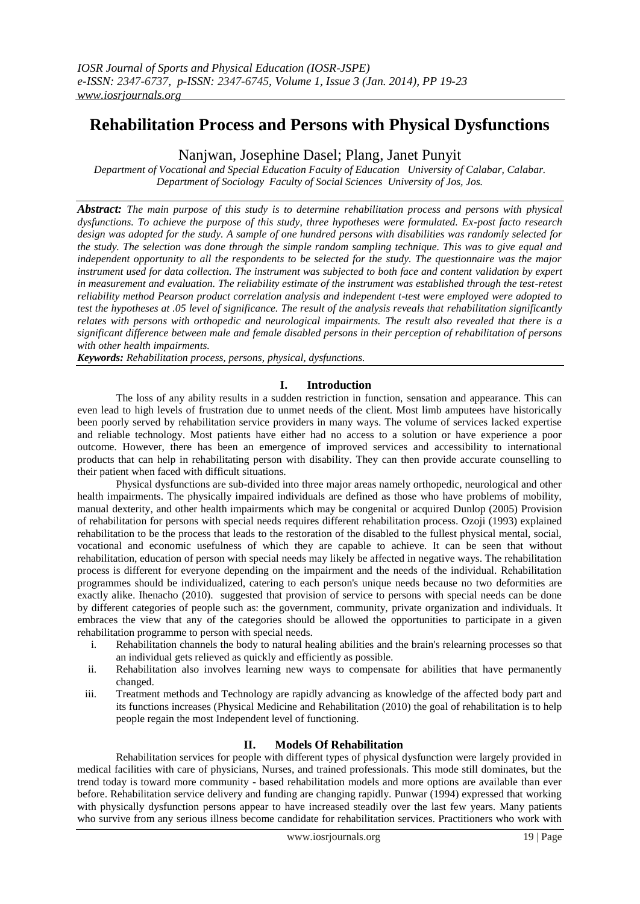# Rehabilitation Process and Persons with Physical Dysfunctions

Nanjwan, Josephine Dasel; Plang, Janet Punyit

*Department of Vocational and Special Education Faculty of Education University of Calabar, Calabar.*
*Department of Sociology Faculty of Social Sciences University of Jos, Jos.*

***Abstract:*** *The main purpose of this study is to determine rehabilitation process and persons with physical dysfunctions. To achieve the purpose of this study, three hypotheses were formulated. Ex-post facto research design was adopted for the study. A sample of one hundred persons with disabilities was randomly selected for the study. The selection was done through the simple random sampling technique. This was to give equal and independent opportunity to all the respondents to be selected for the study. The questionnaire was the major instrument used for data collection. The instrument was subjected to both face and content validation by expert in measurement and evaluation. The reliability estimate of the instrument was established through the test-retest reliability method Pearson product correlation analysis and independent t-test were employed were adopted to test the hypotheses at .05 level of significance. The result of the analysis reveals that rehabilitation significantly relates with persons with orthopedic and neurological impairments. The result also revealed that there is a significant difference between male and female disabled persons in their perception of rehabilitation of persons with other health impairments.*

***Keywords:*** *Rehabilitation process, persons, physical, dysfunctions.*

## I. Introduction

The loss of any ability results in a sudden restriction in function, sensation and appearance. This can even lead to high levels of frustration due to unmet needs of the client. Most limb amputees have historically been poorly served by rehabilitation service providers in many ways. The volume of services lacked expertise and reliable technology. Most patients have either had no access to a solution or have experience a poor outcome. However, there has been an emergence of improved services and accessibility to international products that can help in rehabilitating person with disability. They can then provide accurate counselling to their patient when faced with difficult situations.

Physical dysfunctions are sub-divided into three major areas namely orthopedic, neurological and other health impairments. The physically impaired individuals are defined as those who have problems of mobility, manual dexterity, and other health impairments which may be congenital or acquired Dunlop (2005) Provision of rehabilitation for persons with special needs requires different rehabilitation process. Ozoji (1993) explained rehabilitation to be the process that leads to the restoration of the disabled to the fullest physical mental, social, vocational and economic usefulness of which they are capable to achieve. It can be seen that without rehabilitation, education of person with special needs may likely be affected in negative ways. The rehabilitation process is different for everyone depending on the impairment and the needs of the individual. Rehabilitation programmes should be individualized, catering to each person's unique needs because no two deformities are exactly alike. Ihenacho (2010). suggested that provision of service to persons with special needs can be done by different categories of people such as: the government, community, private organization and individuals. It embraces the view that any of the categories should be allowed the opportunities to participate in a given rehabilitation programme to person with special needs.

i. Rehabilitation channels the body to natural healing abilities and the brain's relearning processes so that an individual gets relieved as quickly and efficiently as possible.
ii. Rehabilitation also involves learning new ways to compensate for abilities that have permanently changed.
iii. Treatment methods and Technology are rapidly advancing as knowledge of the affected body part and its functions increases (Physical Medicine and Rehabilitation (2010) the goal of rehabilitation is to help people regain the most Independent level of functioning.

## II. Models Of Rehabilitation

Rehabilitation services for people with different types of physical dysfunction were largely provided in medical facilities with care of physicians, Nurses, and trained professionals. This mode still dominates, but the trend today is toward more community - based rehabilitation models and more options are available than ever before. Rehabilitation service delivery and funding are changing rapidly. Punwar (1994) expressed that working with physically dysfunction persons appear to have increased steadily over the last few years. Many patients who survive from any serious illness become candidate for rehabilitation services. Practitioners who work with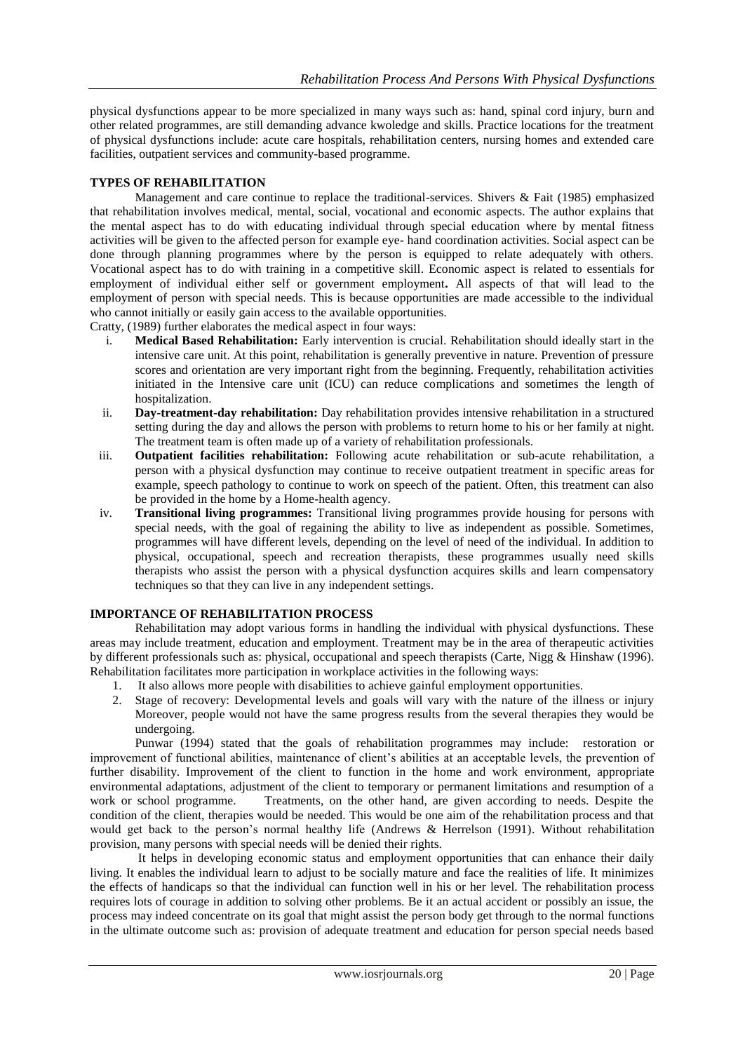physical dysfunctions appear to be more specialized in many ways such as: hand, spinal cord injury, burn and other related programmes, are still demanding advance kwoledge and skills. Practice locations for the treatment of physical dysfunctions include: acute care hospitals, rehabilitation centers, nursing homes and extended care facilities, outpatient services and community-based programme.

## TYPES OF REHABILITATION

Management and care continue to replace the traditional-services. Shivers & Fait (1985) emphasized that rehabilitation involves medical, mental, social, vocational and economic aspects. The author explains that the mental aspect has to do with educating individual through special education where by mental fitness activities will be given to the affected person for example eye- hand coordination activities. Social aspect can be done through planning programmes where by the person is equipped to relate adequately with others. Vocational aspect has to do with training in a competitive skill. Economic aspect is related to essentials for employment of individual either self or government employment**.** All aspects of that will lead to the employment of person with special needs. This is because opportunities are made accessible to the individual who cannot initially or easily gain access to the available opportunities.

Cratty, (1989) further elaborates the medical aspect in four ways:

i. **Medical Based Rehabilitation:** Early intervention is crucial. Rehabilitation should ideally start in the intensive care unit. At this point, rehabilitation is generally preventive in nature. Prevention of pressure scores and orientation are very important right from the beginning. Frequently, rehabilitation activities initiated in the Intensive care unit (ICU) can reduce complications and sometimes the length of hospitalization.
ii. **Day-treatment-day rehabilitation:** Day rehabilitation provides intensive rehabilitation in a structured setting during the day and allows the person with problems to return home to his or her family at night. The treatment team is often made up of a variety of rehabilitation professionals.
iii. **Outpatient facilities rehabilitation:** Following acute rehabilitation or sub-acute rehabilitation, a person with a physical dysfunction may continue to receive outpatient treatment in specific areas for example, speech pathology to continue to work on speech of the patient. Often, this treatment can also be provided in the home by a Home-health agency.
iv. **Transitional living programmes:** Transitional living programmes provide housing for persons with special needs, with the goal of regaining the ability to live as independent as possible. Sometimes, programmes will have different levels, depending on the level of need of the individual. In addition to physical, occupational, speech and recreation therapists, these programmes usually need skills therapists who assist the person with a physical dysfunction acquires skills and learn compensatory techniques so that they can live in any independent settings.

## IMPORTANCE OF REHABILITATION PROCESS

Rehabilitation may adopt various forms in handling the individual with physical dysfunctions. These areas may include treatment, education and employment. Treatment may be in the area of therapeutic activities by different professionals such as: physical, occupational and speech therapists (Carte, Nigg & Hinshaw (1996). Rehabilitation facilitates more participation in workplace activities in the following ways:

1. It also allows more people with disabilities to achieve gainful employment opportunities.
2. Stage of recovery: Developmental levels and goals will vary with the nature of the illness or injury Moreover, people would not have the same progress results from the several therapies they would be undergoing.

Punwar (1994) stated that the goals of rehabilitation programmes may include: restoration or improvement of functional abilities, maintenance of client's abilities at an acceptable levels, the prevention of further disability. Improvement of the client to function in the home and work environment, appropriate environmental adaptations, adjustment of the client to temporary or permanent limitations and resumption of a work or school programme. Treatments, on the other hand, are given according to needs. Despite the condition of the client, therapies would be needed. This would be one aim of the rehabilitation process and that would get back to the person's normal healthy life (Andrews & Herrelson (1991). Without rehabilitation provision, many persons with special needs will be denied their rights.

It helps in developing economic status and employment opportunities that can enhance their daily living. It enables the individual learn to adjust to be socially mature and face the realities of life. It minimizes the effects of handicaps so that the individual can function well in his or her level. The rehabilitation process requires lots of courage in addition to solving other problems. Be it an actual accident or possibly an issue, the process may indeed concentrate on its goal that might assist the person body get through to the normal functions in the ultimate outcome such as: provision of adequate treatment and education for person special needs based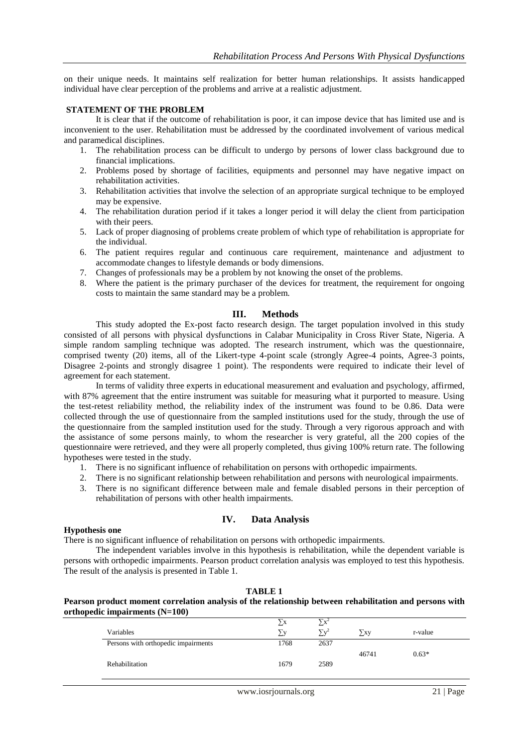on their unique needs. It maintains self realization for better human relationships. It assists handicapped individual have clear perception of the problems and arrive at a realistic adjustment.

## STATEMENT OF THE PROBLEM

It is clear that if the outcome of rehabilitation is poor, it can impose device that has limited use and is inconvenient to the user. Rehabilitation must be addressed by the coordinated involvement of various medical and paramedical disciplines.

1. The rehabilitation process can be difficult to undergo by persons of lower class background due to financial implications.
2. Problems posed by shortage of facilities, equipments and personnel may have negative impact on rehabilitation activities.
3. Rehabilitation activities that involve the selection of an appropriate surgical technique to be employed may be expensive.
4. The rehabilitation duration period if it takes a longer period it will delay the client from participation with their peers.
5. Lack of proper diagnosing of problems create problem of which type of rehabilitation is appropriate for the individual.
6. The patient requires regular and continuous care requirement, maintenance and adjustment to accommodate changes to lifestyle demands or body dimensions.
7. Changes of professionals may be a problem by not knowing the onset of the problems.
8. Where the patient is the primary purchaser of the devices for treatment, the requirement for ongoing costs to maintain the same standard may be a problem.

## III. Methods

This study adopted the Ex-post facto research design. The target population involved in this study consisted of all persons with physical dysfunctions in Calabar Municipality in Cross River State, Nigeria. A simple random sampling technique was adopted. The research instrument, which was the questionnaire, comprised twenty (20) items, all of the Likert-type 4-point scale (strongly Agree-4 points, Agree-3 points, Disagree 2-points and strongly disagree 1 point). The respondents were required to indicate their level of agreement for each statement.

In terms of validity three experts in educational measurement and evaluation and psychology, affirmed, with 87% agreement that the entire instrument was suitable for measuring what it purported to measure. Using the test-retest reliability method, the reliability index of the instrument was found to be 0.86. Data were collected through the use of questionnaire from the sampled institutions used for the study, through the use of the questionnaire from the sampled institution used for the study. Through a very rigorous approach and with the assistance of some persons mainly, to whom the researcher is very grateful, all the 200 copies of the questionnaire were retrieved, and they were all properly completed, thus giving 100% return rate. The following hypotheses were tested in the study.

1. There is no significant influence of rehabilitation on persons with orthopedic impairments.
2. There is no significant relationship between rehabilitation and persons with neurological impairments.
3. There is no significant difference between male and female disabled persons in their perception of rehabilitation of persons with other health impairments.

## IV. Data Analysis

### Hypothesis one

There is no significant influence of rehabilitation on persons with orthopedic impairments.

The independent variables involve in this hypothesis is rehabilitation, while the dependent variable is persons with orthopedic impairments. Pearson product correlation analysis was employed to test this hypothesis. The result of the analysis is presented in Table 1.

**TABLE 1**

**Pearson product moment correlation analysis of the relationship between rehabilitation and persons with orthopedic impairments (N=100)**

| Variables | $\sum x$ / $\sum y$ | $\sum x^2$ / $\sum y^2$ | $\sum xy$ | r-value |
|---|---|---|---|---|
| Persons with orthopedic impairments | 1768 | 2637 | 46741 | 0.63* |
| Rehabilitation | 1679 | 2589 | | |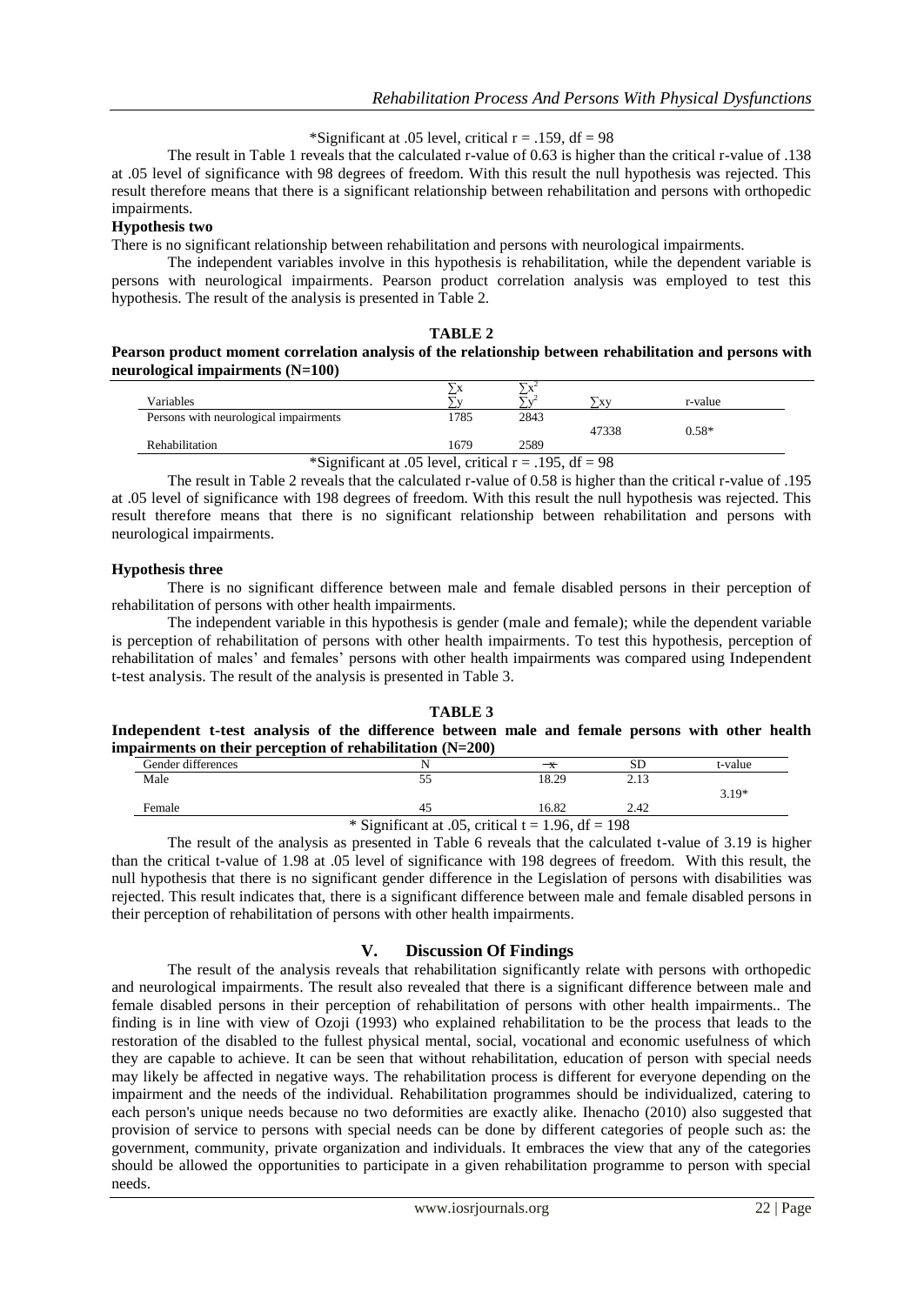*Significant at .05 level, critical r = .159, df = 98

The result in Table 1 reveals that the calculated r-value of 0.63 is higher than the critical r-value of .138 at .05 level of significance with 98 degrees of freedom. With this result the null hypothesis was rejected. This result therefore means that there is a significant relationship between rehabilitation and persons with orthopedic impairments.

**Hypothesis two**

There is no significant relationship between rehabilitation and persons with neurological impairments.

The independent variables involve in this hypothesis is rehabilitation, while the dependent variable is persons with neurological impairments. Pearson product correlation analysis was employed to test this hypothesis. The result of the analysis is presented in Table 2.

**TABLE 2**

**Pearson product moment correlation analysis of the relationship between rehabilitation and persons with neurological impairments (N=100)**

| Variables | $\sum x$ / $\sum y$ | $\sum x^2$ / $\sum y^2$ | $\sum xy$ | r-value |
|---|---|---|---|---|
| Persons with neurological impairments | 1785 | 2843 | 47338 | 0.58* |
| Rehabilitation | 1679 | 2589 | | |

*Significant at .05 level, critical r = .195, df = 98

The result in Table 2 reveals that the calculated r-value of 0.58 is higher than the critical r-value of .195 at .05 level of significance with 198 degrees of freedom. With this result the null hypothesis was rejected. This result therefore means that there is no significant relationship between rehabilitation and persons with neurological impairments.

**Hypothesis three**

There is no significant difference between male and female disabled persons in their perception of rehabilitation of persons with other health impairments.

The independent variable in this hypothesis is gender (male and female); while the dependent variable is perception of rehabilitation of persons with other health impairments. To test this hypothesis, perception of rehabilitation of males' and females' persons with other health impairments was compared using Independent t-test analysis. The result of the analysis is presented in Table 3.

**TABLE 3**

**Independent t-test analysis of the difference between male and female persons with other health impairments on their perception of rehabilitation (N=200)**

| Gender differences | N | $\bar{x}$ | SD | t-value |
|---|---|---|---|---|
| Male | 55 | 18.29 | 2.13 | 3.19* |
| Female | 45 | 16.82 | 2.42 | |

* Significant at .05, critical t = 1.96, df = 198

The result of the analysis as presented in Table 6 reveals that the calculated t-value of 3.19 is higher than the critical t-value of 1.98 at .05 level of significance with 198 degrees of freedom. With this result, the null hypothesis that there is no significant gender difference in the Legislation of persons with disabilities was rejected. This result indicates that, there is a significant difference between male and female disabled persons in their perception of rehabilitation of persons with other health impairments.

## V. Discussion Of Findings

The result of the analysis reveals that rehabilitation significantly relate with persons with orthopedic and neurological impairments. The result also revealed that there is a significant difference between male and female disabled persons in their perception of rehabilitation of persons with other health impairments.. The finding is in line with view of Ozoji (1993) who explained rehabilitation to be the process that leads to the restoration of the disabled to the fullest physical mental, social, vocational and economic usefulness of which they are capable to achieve. It can be seen that without rehabilitation, education of person with special needs may likely be affected in negative ways. The rehabilitation process is different for everyone depending on the impairment and the needs of the individual. Rehabilitation programmes should be individualized, catering to each person's unique needs because no two deformities are exactly alike. Ihenacho (2010) also suggested that provision of service to persons with special needs can be done by different categories of people such as: the government, community, private organization and individuals. It embraces the view that any of the categories should be allowed the opportunities to participate in a given rehabilitation programme to person with special needs.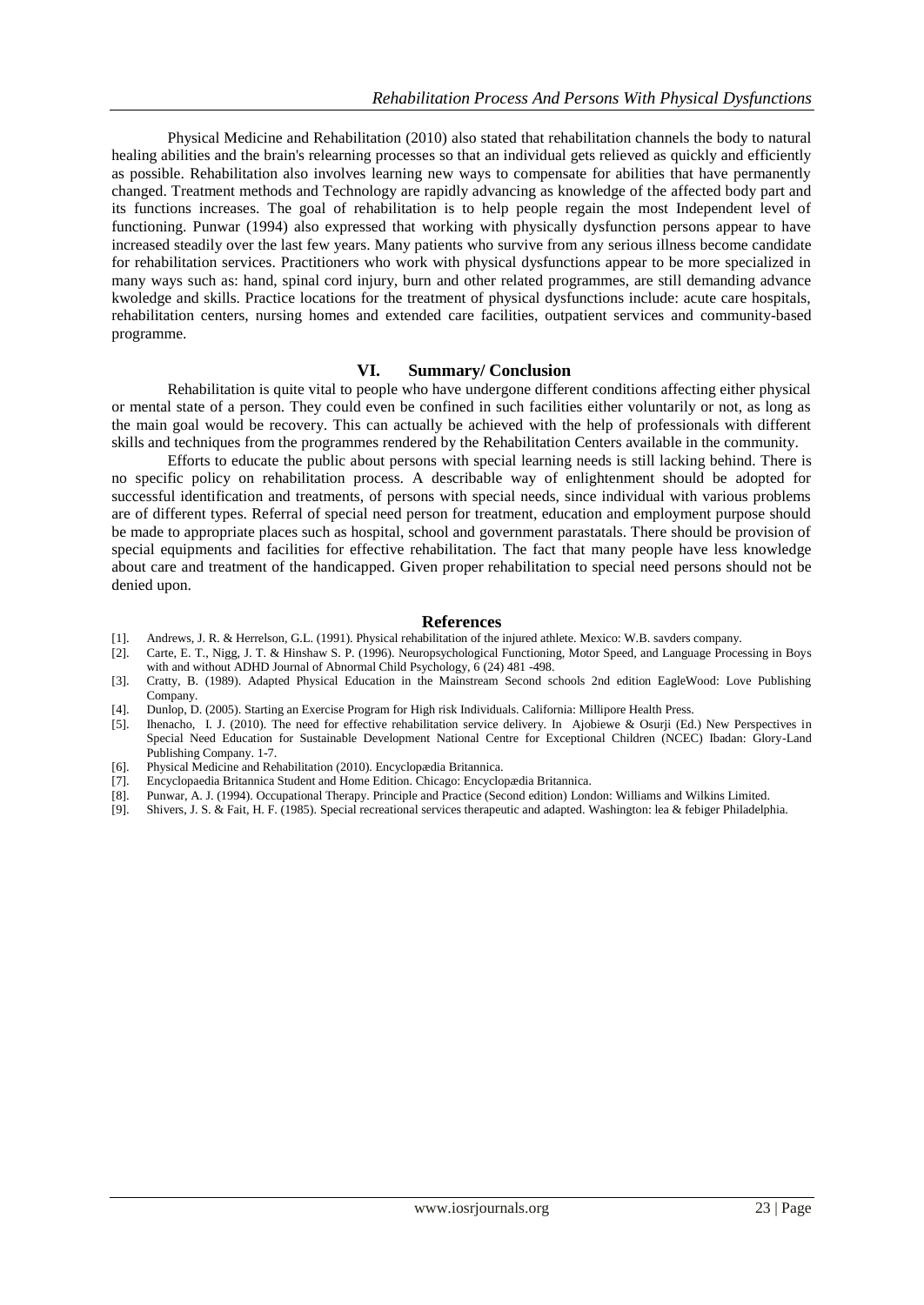Physical Medicine and Rehabilitation (2010) also stated that rehabilitation channels the body to natural healing abilities and the brain's relearning processes so that an individual gets relieved as quickly and efficiently as possible. Rehabilitation also involves learning new ways to compensate for abilities that have permanently changed. Treatment methods and Technology are rapidly advancing as knowledge of the affected body part and its functions increases. The goal of rehabilitation is to help people regain the most Independent level of functioning. Punwar (1994) also expressed that working with physically dysfunction persons appear to have increased steadily over the last few years. Many patients who survive from any serious illness become candidate for rehabilitation services. Practitioners who work with physical dysfunctions appear to be more specialized in many ways such as: hand, spinal cord injury, burn and other related programmes, are still demanding advance kwoledge and skills. Practice locations for the treatment of physical dysfunctions include: acute care hospitals, rehabilitation centers, nursing homes and extended care facilities, outpatient services and community-based programme.

## VI. Summary/ Conclusion

Rehabilitation is quite vital to people who have undergone different conditions affecting either physical or mental state of a person. They could even be confined in such facilities either voluntarily or not, as long as the main goal would be recovery. This can actually be achieved with the help of professionals with different skills and techniques from the programmes rendered by the Rehabilitation Centers available in the community.

Efforts to educate the public about persons with special learning needs is still lacking behind. There is no specific policy on rehabilitation process. A describable way of enlightenment should be adopted for successful identification and treatments, of persons with special needs, since individual with various problems are of different types. Referral of special need person for treatment, education and employment purpose should be made to appropriate places such as hospital, school and government parastatals. There should be provision of special equipments and facilities for effective rehabilitation. The fact that many people have less knowledge about care and treatment of the handicapped. Given proper rehabilitation to special need persons should not be denied upon.

## References

[1]. Andrews, J. R. & Herrelson, G.L. (1991). Physical rehabilitation of the injured athlete. Mexico: W.B. savders company.

[2]. Carte, E. T., Nigg, J. T. & Hinshaw S. P. (1996). Neuropsychological Functioning, Motor Speed, and Language Processing in Boys with and without ADHD Journal of Abnormal Child Psychology, 6 (24) 481 -498.

[3]. Cratty, B. (1989). Adapted Physical Education in the Mainstream Second schools 2nd edition EagleWood: Love Publishing Company.

[4]. Dunlop, D. (2005). Starting an Exercise Program for High risk Individuals. California: Millipore Health Press.

[5]. Ihenacho, I. J. (2010). The need for effective rehabilitation service delivery. In Ajobiewe & Osurji (Ed.) New Perspectives in Special Need Education for Sustainable Development National Centre for Exceptional Children (NCEC) Ibadan: Glory-Land Publishing Company. 1-7.

[6]. Physical Medicine and Rehabilitation (2010). Encyclopædia Britannica.

[7]. Encyclopaedia Britannica Student and Home Edition. Chicago: Encyclopædia Britannica.

[8]. Punwar, A. J. (1994). Occupational Therapy. Principle and Practice (Second edition) London: Williams and Wilkins Limited.

[9]. Shivers, J. S. & Fait, H. F. (1985). Special recreational services therapeutic and adapted. Washington: lea & febiger Philadelphia.